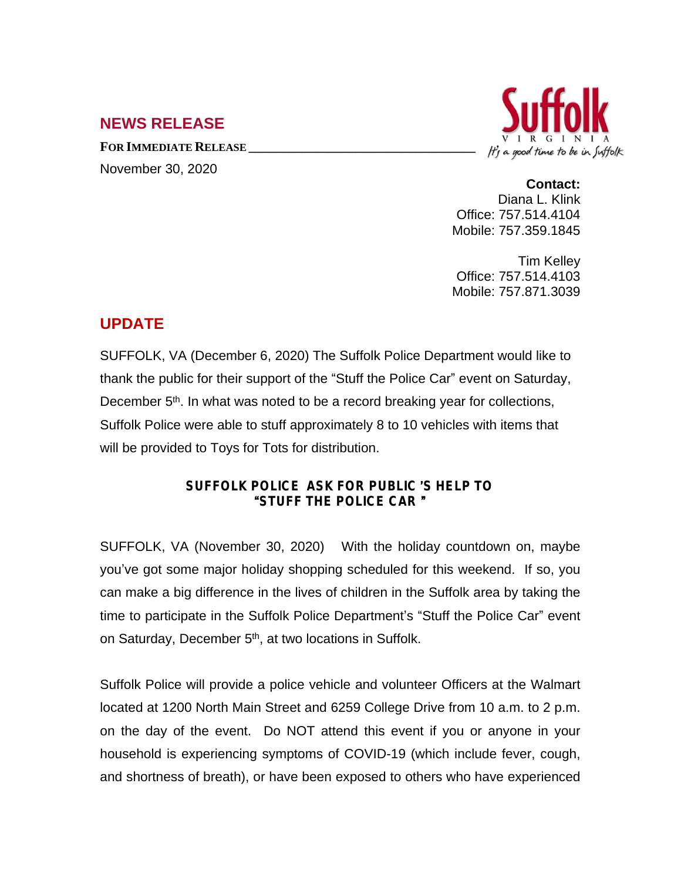## NEWS RELEASE

**FOR IMMEDIATE RELEASE**

November 30, 2020

**Contact:**
Diana L. Klink
Office: 757.514.4104
Mobile: 757.359.1845

Tim Kelley
Office: 757.514.4103
Mobile: 757.871.3039

## UPDATE

SUFFOLK, VA (December 6, 2020) The Suffolk Police Department would like to thank the public for their support of the "Stuff the Police Car" event on Saturday, December 5th. In what was noted to be a record breaking year for collections, Suffolk Police were able to stuff approximately 8 to 10 vehicles with items that will be provided to Toys for Tots for distribution.

### SUFFOLK POLICE ASK FOR PUBLIC'S HELP TO "STUFF THE POLICE CAR"

SUFFOLK, VA (November 30, 2020) With the holiday countdown on, maybe you've got some major holiday shopping scheduled for this weekend. If so, you can make a big difference in the lives of children in the Suffolk area by taking the time to participate in the Suffolk Police Department's "Stuff the Police Car" event on Saturday, December 5th, at two locations in Suffolk.

Suffolk Police will provide a police vehicle and volunteer Officers at the Walmart located at 1200 North Main Street and 6259 College Drive from 10 a.m. to 2 p.m. on the day of the event. Do NOT attend this event if you or anyone in your household is experiencing symptoms of COVID-19 (which include fever, cough, and shortness of breath), or have been exposed to others who have experienced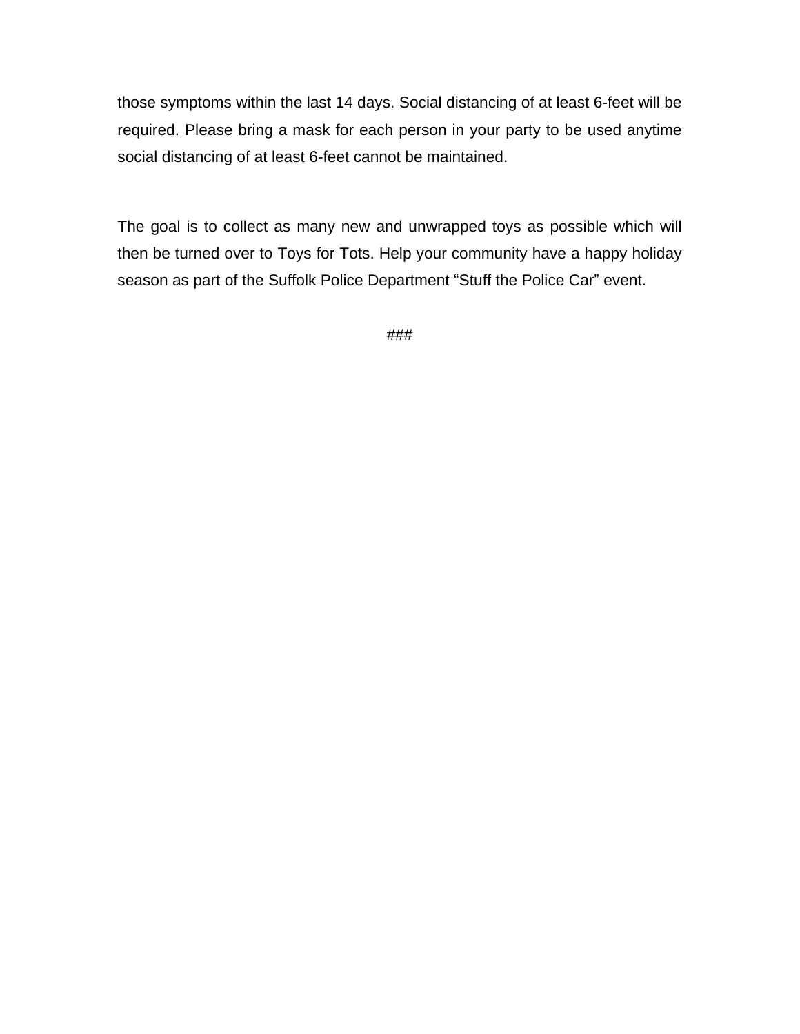those symptoms within the last 14 days. Social distancing of at least 6-feet will be required. Please bring a mask for each person in your party to be used anytime social distancing of at least 6-feet cannot be maintained.

The goal is to collect as many new and unwrapped toys as possible which will then be turned over to Toys for Tots. Help your community have a happy holiday season as part of the Suffolk Police Department "Stuff the Police Car" event.

###